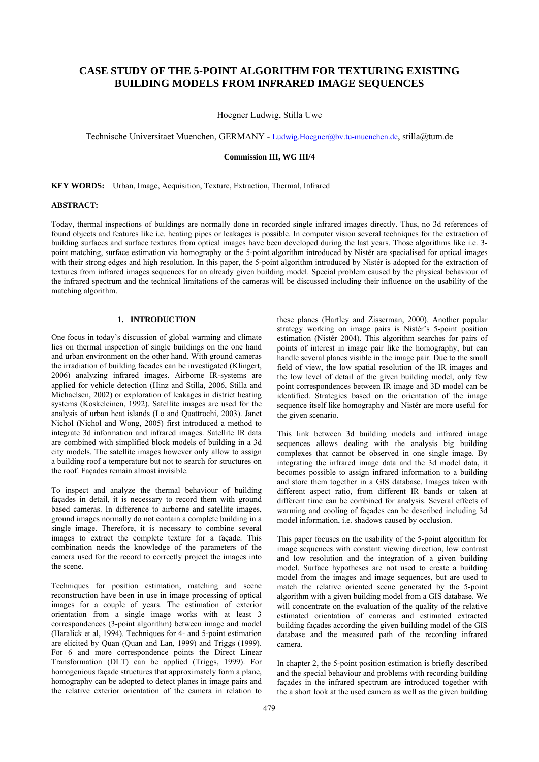# CASE STUDY OF THE 5-POINT ALGORITHM FOR TEXTURING EXISTING BUILDING MODELS FROM INFRARED IMAGE SEQUENCES

Hoegner Ludwig, Stilla Uwe

Technische Universitaet Muenchen, GERMANY - Ludwig.Hoegner@bv.tu-muenchen.de, stilla@tum.de

**Commission III, WG III/4**

**KEY WORDS:** Urban, Image, Acquisition, Texture, Extraction, Thermal, Infrared

**ABSTRACT:**

Today, thermal inspections of buildings are normally done in recorded single infrared images directly. Thus, no 3d references of found objects and features like i.e. heating pipes or leakages is possible. In computer vision several techniques for the extraction of building surfaces and surface textures from optical images have been developed during the last years. Those algorithms like i.e. 3-point matching, surface estimation via homography or the 5-point algorithm introduced by Nistér are specialised for optical images with their strong edges and high resolution. In this paper, the 5-point algorithm introduced by Nistér is adopted for the extraction of textures from infrared images sequences for an already given building model. Special problem caused by the physical behaviour of the infrared spectrum and the technical limitations of the cameras will be discussed including their influence on the usability of the matching algorithm.

## 1. INTRODUCTION

One focus in today's discussion of global warming and climate lies on thermal inspection of single buildings on the one hand and urban environment on the other hand. With ground cameras the irradiation of building facades can be investigated (Klingert, 2006) analyzing infrared images. Airborne IR-systems are applied for vehicle detection (Hinz and Stilla, 2006, Stilla and Michaelsen, 2002) or exploration of leakages in district heating systems (Koskeleinen, 1992). Satellite images are used for the analysis of urban heat islands (Lo and Quattrochi, 2003). Janet Nichol (Nichol and Wong, 2005) first introduced a method to integrate 3d information and infrared images. Satellite IR data are combined with simplified block models of building in a 3d city models. The satellite images however only allow to assign a building roof a temperature but not to search for structures on the roof. Façades remain almost invisible.

To inspect and analyze the thermal behaviour of building façades in detail, it is necessary to record them with ground based cameras. In difference to airborne and satellite images, ground images normally do not contain a complete building in a single image. Therefore, it is necessary to combine several images to extract the complete texture for a façade. This combination needs the knowledge of the parameters of the camera used for the record to correctly project the images into the scene.

Techniques for position estimation, matching and scene reconstruction have been in use in image processing of optical images for a couple of years. The estimation of exterior orientation from a single image works with at least 3 correspondences (3-point algorithm) between image and model (Haralick et al, 1994). Techniques for 4- and 5-point estimation are elicited by Quan (Quan and Lan, 1999) and Triggs (1999). For 6 and more correspondence points the Direct Linear Transformation (DLT) can be applied (Triggs, 1999). For homogenious façade structures that approximately form a plane, homography can be adopted to detect planes in image pairs and the relative exterior orientation of the camera in relation to these planes (Hartley and Zisserman, 2000). Another popular strategy working on image pairs is Nistér's 5-point position estimation (Nistér 2004). This algorithm searches for pairs of points of interest in image pair like the homography, but can handle several planes visible in the image pair. Due to the small field of view, the low spatial resolution of the IR images and the low level of detail of the given building model, only few point correspondences between IR image and 3D model can be identified. Strategies based on the orientation of the image sequence itself like homography and Nistér are more useful for the given scenario.

This link between 3d building models and infrared image sequences allows dealing with the analysis big building complexes that cannot be observed in one single image. By integrating the infrared image data and the 3d model data, it becomes possible to assign infrared information to a building and store them together in a GIS database. Images taken with different aspect ratio, from different IR bands or taken at different time can be combined for analysis. Several effects of warming and cooling of façades can be described including 3d model information, i.e. shadows caused by occlusion.

This paper focuses on the usability of the 5-point algorithm for image sequences with constant viewing direction, low contrast and low resolution and the integration of a given building model. Surface hypotheses are not used to create a building model from the images and image sequences, but are used to match the relative oriented scene generated by the 5-point algorithm with a given building model from a GIS database. We will concentrate on the evaluation of the quality of the relative estimated orientation of cameras and estimated extracted building façades according the given building model of the GIS database and the measured path of the recording infrared camera.

In chapter 2, the 5-point position estimation is briefly described and the special behaviour and problems with recording building façades in the infrared spectrum are introduced together with the a short look at the used camera as well as the given building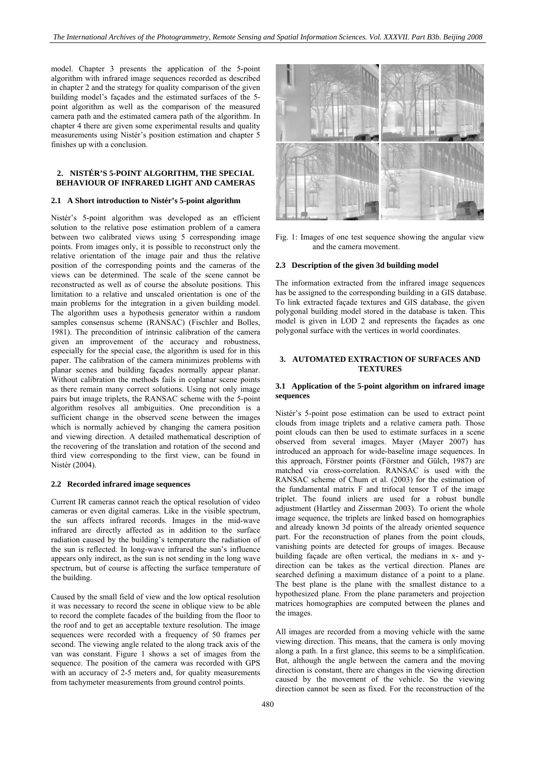model. Chapter 3 presents the application of the 5-point algorithm with infrared image sequences recorded as described in chapter 2 and the strategy for quality comparison of the given building model's façades and the estimated surfaces of the 5-point algorithm as well as the comparison of the measured camera path and the estimated camera path of the algorithm. In chapter 4 there are given some experimental results and quality measurements using Nistér's position estimation and chapter 5 finishes up with a conclusion.

## 2. NISTÉR'S 5-POINT ALGORITHM, THE SPECIAL BEHAVIOUR OF INFRARED LIGHT AND CAMERAS

### 2.1 A Short introduction to Nistér's 5-point algorithm

Nistér's 5-point algorithm was developed as an efficient solution to the relative pose estimation problem of a camera between two calibrated views using 5 corresponding image points. From images only, it is possible to reconstruct only the relative orientation of the image pair and thus the relative position of the corresponding points and the cameras of the views can be determined. The scale of the scene cannot be reconstructed as well as of course the absolute positions. This limitation to a relative and unscaled orientation is one of the main problems for the integration in a given building model. The algorithm uses a hypothesis generator within a random samples consensus scheme (RANSAC) (Fischler and Bolles, 1981). The precondition of intrinsic calibration of the camera given an improvement of the accuracy and robustness, especially for the special case, the algorithm is used for in this paper. The calibration of the camera minimizes problems with planar scenes and building façades normally appear planar. Without calibration the methods fails in coplanar scene points as there remain many correct solutions. Using not only image pairs but image triplets, the RANSAC scheme with the 5-point algorithm resolves all ambiguities. One precondition is a sufficient change in the observed scene between the images which is normally achieved by changing the camera position and viewing direction. A detailed mathematical description of the recovering of the translation and rotation of the second and third view corresponding to the first view, can be found in Nistér (2004).

### 2.2 Recorded infrared image sequences

Current IR cameras cannot reach the optical resolution of video cameras or even digital cameras. Like in the visible spectrum, the sun affects infrared records. Images in the mid-wave infrared are directly affected as in addition to the surface radiation caused by the building's temperature the radiation of the sun is reflected. In long-wave infrared the sun's influence appears only indirect, as the sun is not sending in the long wave spectrum, but of course is affecting the surface temperature of the building.

Caused by the small field of view and the low optical resolution it was necessary to record the scene in oblique view to be able to record the complete facades of the building from the floor to the roof and to get an acceptable texture resolution. The image sequences were recorded with a frequency of 50 frames per second. The viewing angle related to the along track axis of the van was constant. Figure 1 shows a set of images from the sequence. The position of the camera was recorded with GPS with an accuracy of 2-5 meters and, for quality measurements from tachymeter measurements from ground control points.

Fig. 1: Images of one test sequence showing the angular view and the camera movement.

### 2.3 Description of the given 3d building model

The information extracted from the infrared image sequences has be assigned to the corresponding building in a GIS database. To link extracted façade textures and GIS database, the given polygonal building model stored in the database is taken. This model is given in LOD 2 and represents the façades as one polygonal surface with the vertices in world coordinates.

## 3. AUTOMATED EXTRACTION OF SURFACES AND TEXTURES

### 3.1 Application of the 5-point algorithm on infrared image sequences

Nistér's 5-point pose estimation can be used to extract point clouds from image triplets and a relative camera path. Those point clouds can then be used to estimate surfaces in a scene observed from several images. Mayer (Mayer 2007) has introduced an approach for wide-baseline image sequences. In this approach, Förstner points (Förstner and Gülch, 1987) are matched via cross-correlation. RANSAC is used with the RANSAC scheme of Chum et al. (2003) for the estimation of the fundamental matrix F and trifocal tensor T of the image triplet. The found inliers are used for a robust bundle adjustment (Hartley and Zisserman 2003). To orient the whole image sequence, the triplets are linked based on homographies and already known 3d points of the already oriented sequence part. For the reconstruction of planes from the point clouds, vanishing points are detected for groups of images. Because building façade are often vertical, the medians in x- and y-direction can be takes as the vertical direction. Planes are searched defining a maximum distance of a point to a plane. The best plane is the plane with the smallest distance to a hypothesized plane. From the plane parameters and projection matrices homographies are computed between the planes and the images.

All images are recorded from a moving vehicle with the same viewing direction. This means, that the camera is only moving along a path. In a first glance, this seems to be a simplification. But, although the angle between the camera and the moving direction is constant, there are changes in the viewing direction caused by the movement of the vehicle. So the viewing direction cannot be seen as fixed. For the reconstruction of the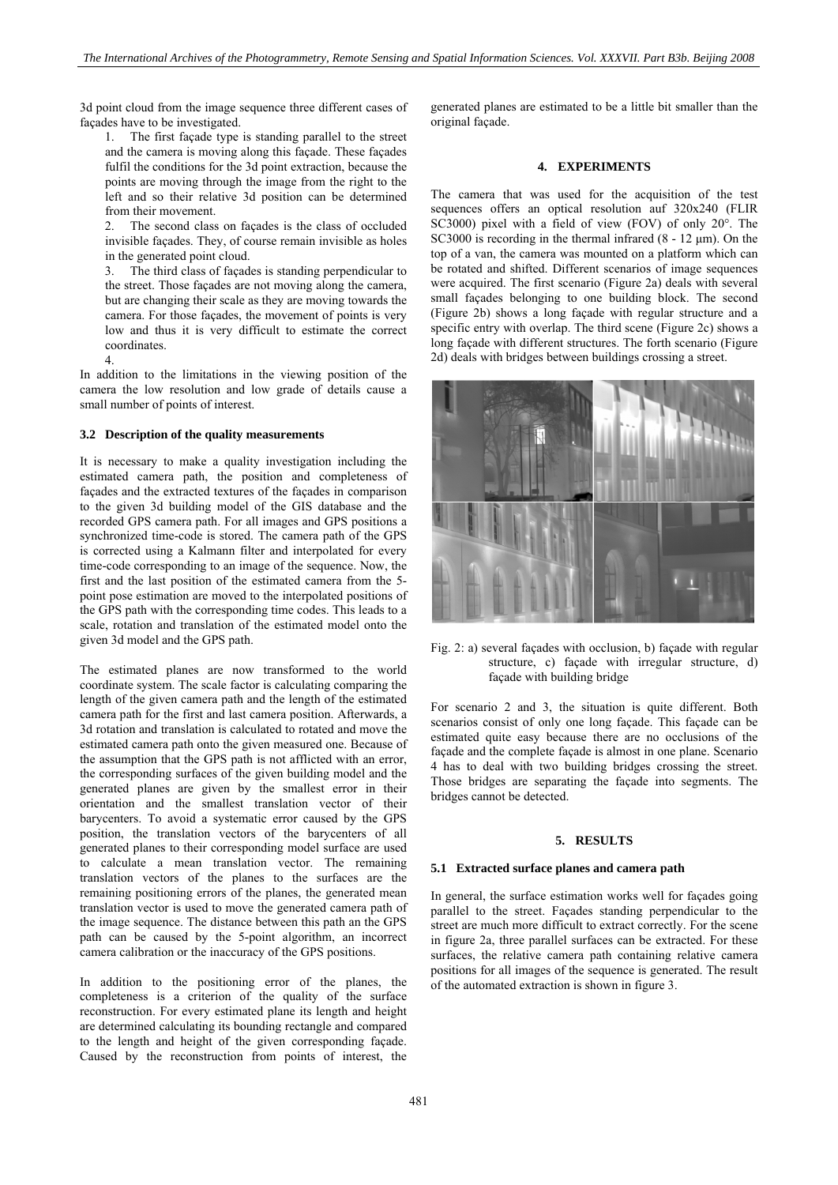3d point cloud from the image sequence three different cases of façades have to be investigated.

1. The first façade type is standing parallel to the street and the camera is moving along this façade. These façades fulfil the conditions for the 3d point extraction, because the points are moving through the image from the right to the left and so their relative 3d position can be determined from their movement.
2. The second class on façades is the class of occluded invisible façades. They, of course remain invisible as holes in the generated point cloud.
3. The third class of façades is standing perpendicular to the street. Those façades are not moving along the camera, but are changing their scale as they are moving towards the camera. For those façades, the movement of points is very low and thus it is very difficult to estimate the correct coordinates.
4.

In addition to the limitations in the viewing position of the camera the low resolution and low grade of details cause a small number of points of interest.

### 3.2 Description of the quality measurements

It is necessary to make a quality investigation including the estimated camera path, the position and completeness of façades and the extracted textures of the façades in comparison to the given 3d building model of the GIS database and the recorded GPS camera path. For all images and GPS positions a synchronized time-code is stored. The camera path of the GPS is corrected using a Kalmann filter and interpolated for every time-code corresponding to an image of the sequence. Now, the first and the last position of the estimated camera from the 5-point pose estimation are moved to the interpolated positions of the GPS path with the corresponding time codes. This leads to a scale, rotation and translation of the estimated model onto the given 3d model and the GPS path.

The estimated planes are now transformed to the world coordinate system. The scale factor is calculating comparing the length of the given camera path and the length of the estimated camera path for the first and last camera position. Afterwards, a 3d rotation and translation is calculated to rotated and move the estimated camera path onto the given measured one. Because of the assumption that the GPS path is not afflicted with an error, the corresponding surfaces of the given building model and the generated planes are given by the smallest error in their orientation and the smallest translation vector of their barycenters. To avoid a systematic error caused by the GPS position, the translation vectors of the barycenters of all generated planes to their corresponding model surface are used to calculate a mean translation vector. The remaining translation vectors of the planes to the surfaces are the remaining positioning errors of the planes, the generated mean translation vector is used to move the generated camera path of the image sequence. The distance between this path an the GPS path can be caused by the 5-point algorithm, an incorrect camera calibration or the inaccuracy of the GPS positions.

In addition to the positioning error of the planes, the completeness is a criterion of the quality of the surface reconstruction. For every estimated plane its length and height are determined calculating its bounding rectangle and compared to the length and height of the given corresponding façade. Caused by the reconstruction from points of interest, the generated planes are estimated to be a little bit smaller than the original façade.

## 4. EXPERIMENTS

The camera that was used for the acquisition of the test sequences offers an optical resolution auf 320x240 (FLIR SC3000) pixel with a field of view (FOV) of only 20°. The SC3000 is recording in the thermal infrared (8 - 12 µm). On the top of a van, the camera was mounted on a platform which can be rotated and shifted. Different scenarios of image sequences were acquired. The first scenario (Figure 2a) deals with several small façades belonging to one building block. The second (Figure 2b) shows a long façade with regular structure and a specific entry with overlap. The third scene (Figure 2c) shows a long façade with different structures. The forth scenario (Figure 2d) deals with bridges between buildings crossing a street.

Fig. 2: a) several façades with occlusion, b) façade with regular structure, c) façade with irregular structure, d) façade with building bridge

For scenario 2 and 3, the situation is quite different. Both scenarios consist of only one long façade. This façade can be estimated quite easy because there are no occlusions of the façade and the complete façade is almost in one plane. Scenario 4 has to deal with two building bridges crossing the street. Those bridges are separating the façade into segments. The bridges cannot be detected.

## 5. RESULTS

### 5.1 Extracted surface planes and camera path

In general, the surface estimation works well for façades going parallel to the street. Façades standing perpendicular to the street are much more difficult to extract correctly. For the scene in figure 2a, three parallel surfaces can be extracted. For these surfaces, the relative camera path containing relative camera positions for all images of the sequence is generated. The result of the automated extraction is shown in figure 3.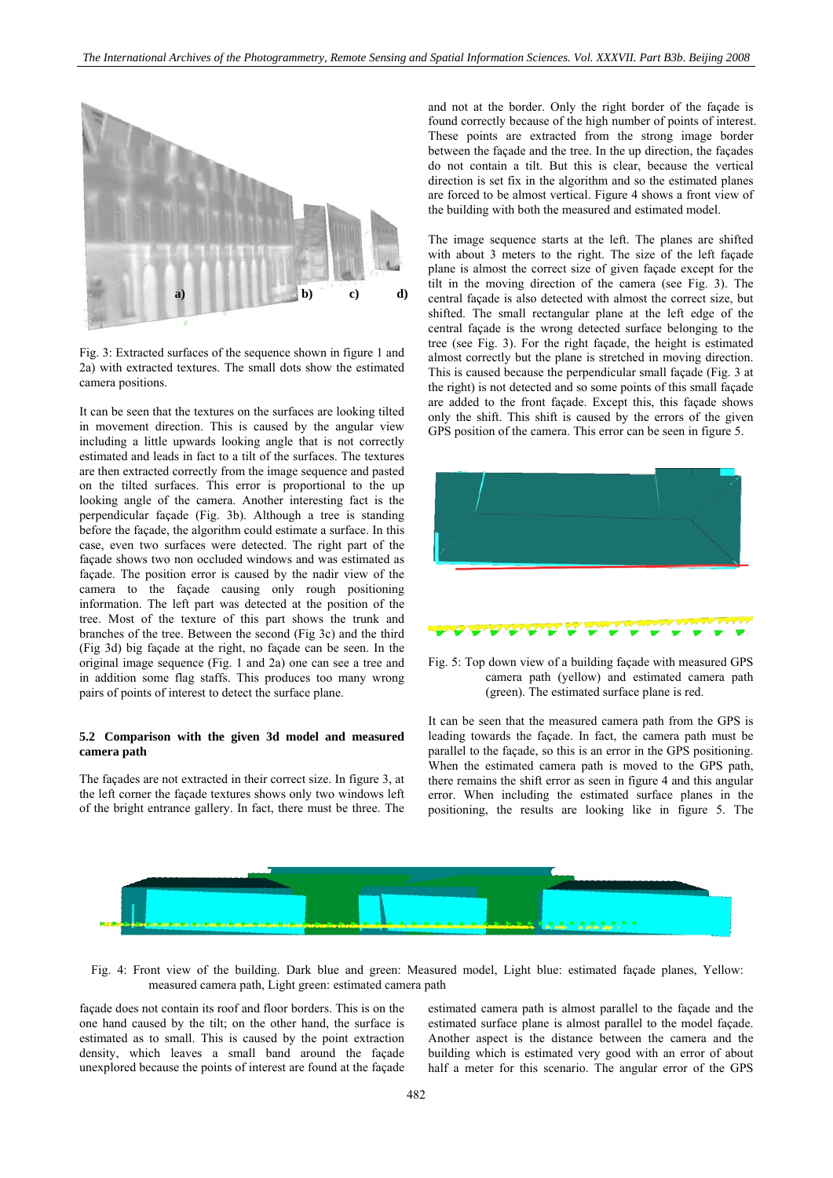Fig. 3: Extracted surfaces of the sequence shown in figure 1 and 2a) with extracted textures. The small dots show the estimated camera positions.

It can be seen that the textures on the surfaces are looking tilted in movement direction. This is caused by the angular view including a little upwards looking angle that is not correctly estimated and leads in fact to a tilt of the surfaces. The textures are then extracted correctly from the image sequence and pasted on the tilted surfaces. This error is proportional to the up looking angle of the camera. Another interesting fact is the perpendicular façade (Fig. 3b). Although a tree is standing before the façade, the algorithm could estimate a surface. In this case, even two surfaces were detected. The right part of the façade shows two non occluded windows and was estimated as façade. The position error is caused by the nadir view of the camera to the façade causing only rough positioning information. The left part was detected at the position of the tree. Most of the texture of this part shows the trunk and branches of the tree. Between the second (Fig 3c) and the third (Fig 3d) big façade at the right, no façade can be seen. In the original image sequence (Fig. 1 and 2a) one can see a tree and in addition some flag staffs. This produces too many wrong pairs of points of interest to detect the surface plane.

### 5.2 Comparison with the given 3d model and measured camera path

The façades are not extracted in their correct size. In figure 3, at the left corner the façade textures shows only two windows left of the bright entrance gallery. In fact, there must be three. The façade does not contain its roof and floor borders. This is on the one hand caused by the tilt; on the other hand, the surface is estimated as to small. This is caused by the point extraction density, which leaves a small band around the façade unexplored because the points of interest are found at the façade and not at the border. Only the right border of the façade is found correctly because of the high number of points of interest. These points are extracted from the strong image border between the façade and the tree. In the up direction, the façades do not contain a tilt. But this is clear, because the vertical direction is set fix in the algorithm and so the estimated planes are forced to be almost vertical. Figure 4 shows a front view of the building with both the measured and estimated model.

The image sequence starts at the left. The planes are shifted with about 3 meters to the right. The size of the left façade plane is almost the correct size of given façade except for the tilt in the moving direction of the camera (see Fig. 3). The central façade is also detected with almost the correct size, but shifted. The small rectangular plane at the left edge of the central façade is the wrong detected surface belonging to the tree (see Fig. 3). For the right façade, the height is estimated almost correctly but the plane is stretched in moving direction. This is caused because the perpendicular small façade (Fig. 3 at the right) is not detected and so some points of this small façade are added to the front façade. Except this, this façade shows only the shift. This shift is caused by the errors of the given GPS position of the camera. This error can be seen in figure 5.

Fig. 5: Top down view of a building façade with measured GPS camera path (yellow) and estimated camera path (green). The estimated surface plane is red.

It can be seen that the measured camera path from the GPS is leading towards the façade. In fact, the camera path must be parallel to the façade, so this is an error in the GPS positioning. When the estimated camera path is moved to the GPS path, there remains the shift error as seen in figure 4 and this angular error. When including the estimated surface planes in the positioning, the results are looking like in figure 5. The estimated camera path is almost parallel to the façade and the estimated surface plane is almost parallel to the model façade. Another aspect is the distance between the camera and the building which is estimated very good with an error of about half a meter for this scenario. The angular error of the GPS

Fig. 4: Front view of the building. Dark blue and green: Measured model, Light blue: estimated façade planes, Yellow: measured camera path, Light green: estimated camera path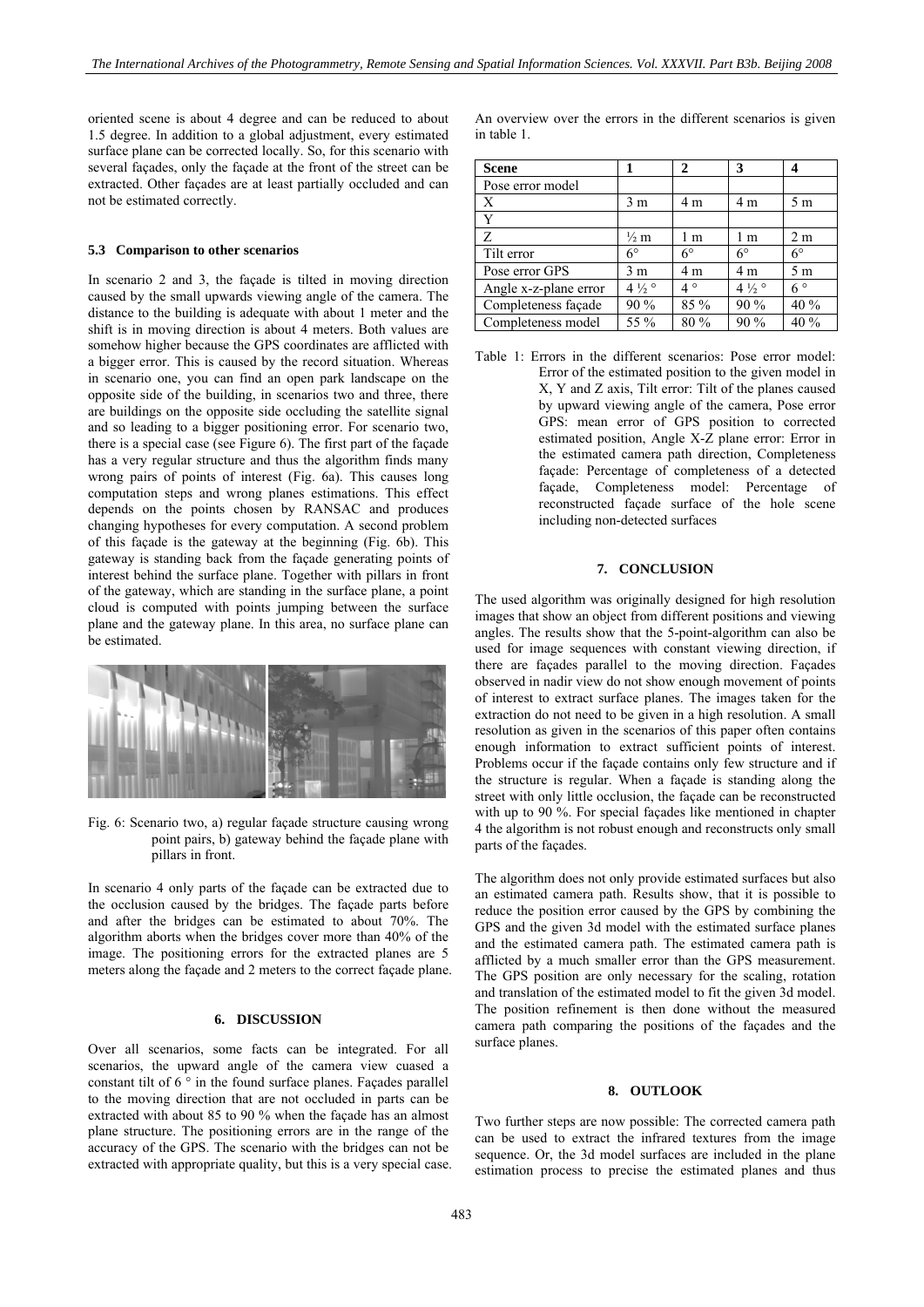oriented scene is about 4 degree and can be reduced to about 1.5 degree. In addition to a global adjustment, every estimated surface plane can be corrected locally. So, for this scenario with several façades, only the façade at the front of the street can be extracted. Other façades are at least partially occluded and can not be estimated correctly.

### 5.3 Comparison to other scenarios

In scenario 2 and 3, the façade is tilted in moving direction caused by the small upwards viewing angle of the camera. The distance to the building is adequate with about 1 meter and the shift is in moving direction is about 4 meters. Both values are somehow higher because the GPS coordinates are afflicted with a bigger error. This is caused by the record situation. Whereas in scenario one, you can find an open park landscape on the opposite side of the building, in scenarios two and three, there are buildings on the opposite side occluding the satellite signal and so leading to a bigger positioning error. For scenario two, there is a special case (see Figure 6). The first part of the façade has a very regular structure and thus the algorithm finds many wrong pairs of points of interest (Fig. 6a). This causes long computation steps and wrong planes estimations. This effect depends on the points chosen by RANSAC and produces changing hypotheses for every computation. A second problem of this façade is the gateway at the beginning (Fig. 6b). This gateway is standing back from the façade generating points of interest behind the surface plane. Together with pillars in front of the gateway, which are standing in the surface plane, a point cloud is computed with points jumping between the surface plane and the gateway plane. In this area, no surface plane can be estimated.

Fig. 6: Scenario two, a) regular façade structure causing wrong point pairs, b) gateway behind the façade plane with pillars in front.

In scenario 4 only parts of the façade can be extracted due to the occlusion caused by the bridges. The façade parts before and after the bridges can be estimated to about 70%. The algorithm aborts when the bridges cover more than 40% of the image. The positioning errors for the extracted planes are 5 meters along the façade and 2 meters to the correct façade plane.

## 6. DISCUSSION

Over all scenarios, some facts can be integrated. For all scenarios, the upward angle of the camera view cuased a constant tilt of 6 ° in the found surface planes. Façades parallel to the moving direction that are not occluded in parts can be extracted with about 85 to 90 % when the façade has an almost plane structure. The positioning errors are in the range of the accuracy of the GPS. The scenario with the bridges can not be extracted with appropriate quality, but this is a very special case. An overview over the errors in the different scenarios is given in table 1.

| Scene | 1 | 2 | 3 | 4 |
|---|---|---|---|---|
| Pose error model | | | | |
| X | 3 m | 4 m | 4 m | 5 m |
| Y | | | | |
| Z | ½ m | 1 m | 1 m | 2 m |
| Tilt error | 6° | 6° | 6° | 6° |
| Pose error GPS | 3 m | 4 m | 4 m | 5 m |
| Angle x-z-plane error | 4 ½ ° | 4 ° | 4 ½ ° | 6 ° |
| Completeness façade | 90 % | 85 % | 90 % | 40 % |
| Completeness model | 55 % | 80 % | 90 % | 40 % |

Table 1: Errors in the different scenarios: Pose error model: Error of the estimated position to the given model in X, Y and Z axis, Tilt error: Tilt of the planes caused by upward viewing angle of the camera, Pose error GPS: mean error of GPS position to corrected estimated position, Angle X-Z plane error: Error in the estimated camera path direction, Completeness façade: Percentage of completeness of a detected façade, Completeness model: Percentage of reconstructed façade surface of the hole scene including non-detected surfaces

## 7. CONCLUSION

The used algorithm was originally designed for high resolution images that show an object from different positions and viewing angles. The results show that the 5-point-algorithm can also be used for image sequences with constant viewing direction, if there are façades parallel to the moving direction. Façades observed in nadir view do not show enough movement of points of interest to extract surface planes. The images taken for the extraction do not need to be given in a high resolution. A small resolution as given in the scenarios of this paper often contains enough information to extract sufficient points of interest. Problems occur if the façade contains only few structure and if the structure is regular. When a façade is standing along the street with only little occlusion, the façade can be reconstructed with up to 90 %. For special façades like mentioned in chapter 4 the algorithm is not robust enough and reconstructs only small parts of the façades.

The algorithm does not only provide estimated surfaces but also an estimated camera path. Results show, that it is possible to reduce the position error caused by the GPS by combining the GPS and the given 3d model with the estimated surface planes and the estimated camera path. The estimated camera path is afflicted by a much smaller error than the GPS measurement. The GPS position are only necessary for the scaling, rotation and translation of the estimated model to fit the given 3d model. The position refinement is then done without the measured camera path comparing the positions of the façades and the surface planes.

## 8. OUTLOOK

Two further steps are now possible: The corrected camera path can be used to extract the infrared textures from the image sequence. Or, the 3d model surfaces are included in the plane estimation process to precise the estimated planes and thus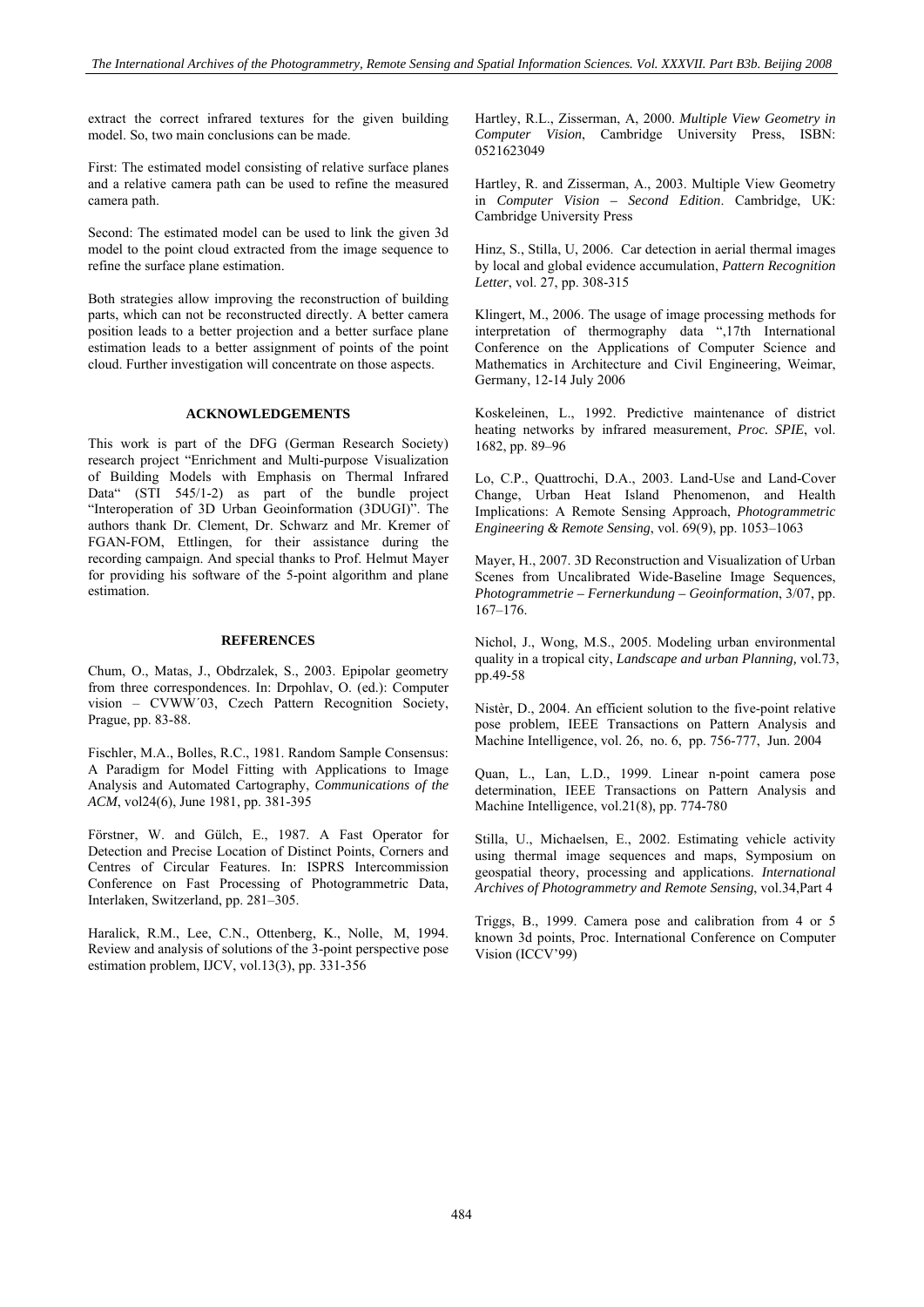extract the correct infrared textures for the given building model. So, two main conclusions can be made.

First: The estimated model consisting of relative surface planes and a relative camera path can be used to refine the measured camera path.

Second: The estimated model can be used to link the given 3d model to the point cloud extracted from the image sequence to refine the surface plane estimation.

Both strategies allow improving the reconstruction of building parts, which can not be reconstructed directly. A better camera position leads to a better projection and a better surface plane estimation leads to a better assignment of points of the point cloud. Further investigation will concentrate on those aspects.

## ACKNOWLEDGEMENTS

This work is part of the DFG (German Research Society) research project "Enrichment and Multi-purpose Visualization of Building Models with Emphasis on Thermal Infrared Data" (STI 545/1-2) as part of the bundle project "Interoperation of 3D Urban Geoinformation (3DUGI)". The authors thank Dr. Clement, Dr. Schwarz and Mr. Kremer of FGAN-FOM, Ettlingen, for their assistance during the recording campaign. And special thanks to Prof. Helmut Mayer for providing his software of the 5-point algorithm and plane estimation.

## REFERENCES

Chum, O., Matas, J., Obdrzalek, S., 2003. Epipolar geometry from three correspondences. In: Drpohlav, O. (ed.): Computer vision – CVWW´03, Czech Pattern Recognition Society, Prague, pp. 83-88.

Fischler, M.A., Bolles, R.C., 1981. Random Sample Consensus: A Paradigm for Model Fitting with Applications to Image Analysis and Automated Cartography, *Communications of the ACM*, vol24(6), June 1981, pp. 381-395

Förstner, W. and Gülch, E., 1987. A Fast Operator for Detection and Precise Location of Distinct Points, Corners and Centres of Circular Features. In: ISPRS Intercommission Conference on Fast Processing of Photogrammetric Data, Interlaken, Switzerland, pp. 281–305.

Haralick, R.M., Lee, C.N., Ottenberg, K., Nolle, M, 1994. Review and analysis of solutions of the 3-point perspective pose estimation problem, IJCV, vol.13(3), pp. 331-356

Hartley, R.L., Zisserman, A, 2000. *Multiple View Geometry in Computer Vision*, Cambridge University Press, ISBN: 0521623049

Hartley, R. and Zisserman, A., 2003. Multiple View Geometry in *Computer Vision – Second Edition*. Cambridge, UK: Cambridge University Press

Hinz, S., Stilla, U, 2006. Car detection in aerial thermal images by local and global evidence accumulation, *Pattern Recognition Letter*, vol. 27, pp. 308-315

Klingert, M., 2006. The usage of image processing methods for interpretation of thermography data ",17th International Conference on the Applications of Computer Science and Mathematics in Architecture and Civil Engineering, Weimar, Germany, 12-14 July 2006

Koskeleinen, L., 1992. Predictive maintenance of district heating networks by infrared measurement, *Proc. SPIE*, vol. 1682, pp. 89–96

Lo, C.P., Quattrochi, D.A., 2003. Land-Use and Land-Cover Change, Urban Heat Island Phenomenon, and Health Implications: A Remote Sensing Approach, *Photogrammetric Engineering & Remote Sensing*, vol. 69(9), pp. 1053–1063

Mayer, H., 2007. 3D Reconstruction and Visualization of Urban Scenes from Uncalibrated Wide-Baseline Image Sequences, *Photogrammetrie – Fernerkundung – Geoinformation*, 3/07, pp. 167–176.

Nichol, J., Wong, M.S., 2005. Modeling urban environmental quality in a tropical city, *Landscape and urban Planning,* vol.73, pp.49-58

Nistèr, D., 2004. An efficient solution to the five-point relative pose problem, IEEE Transactions on Pattern Analysis and Machine Intelligence, vol. 26, no. 6, pp. 756-777, Jun. 2004

Quan, L., Lan, L.D., 1999. Linear n-point camera pose determination, IEEE Transactions on Pattern Analysis and Machine Intelligence, vol.21(8), pp. 774-780

Stilla, U., Michaelsen, E., 2002. Estimating vehicle activity using thermal image sequences and maps, Symposium on geospatial theory, processing and applications. *International Archives of Photogrammetry and Remote Sensing*, vol.34,Part 4

Triggs, B., 1999. Camera pose and calibration from 4 or 5 known 3d points, Proc. International Conference on Computer Vision (ICCV'99)